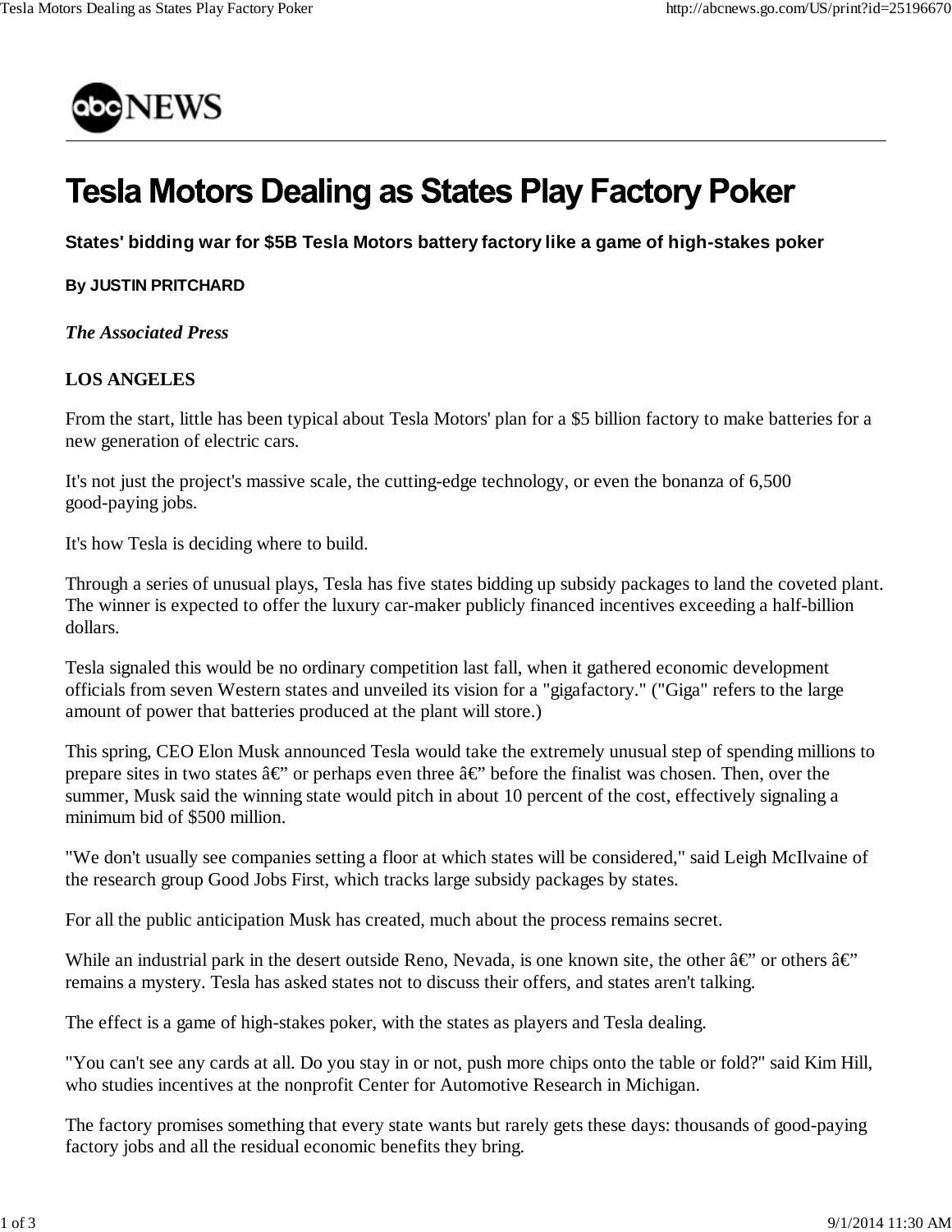ABC NEWS

# Tesla Motors Dealing as States Play Factory Poker

**States' bidding war for $5B Tesla Motors battery factory like a game of high-stakes poker**

**By JUSTIN PRITCHARD**

*The Associated Press*

**LOS ANGELES**

From the start, little has been typical about Tesla Motors' plan for a $5 billion factory to make batteries for a new generation of electric cars.

It's not just the project's massive scale, the cutting-edge technology, or even the bonanza of 6,500 good-paying jobs.

It's how Tesla is deciding where to build.

Through a series of unusual plays, Tesla has five states bidding up subsidy packages to land the coveted plant. The winner is expected to offer the luxury car-maker publicly financed incentives exceeding a half-billion dollars.

Tesla signaled this would be no ordinary competition last fall, when it gathered economic development officials from seven Western states and unveiled its vision for a "gigafactory." ("Giga" refers to the large amount of power that batteries produced at the plant will store.)

This spring, CEO Elon Musk announced Tesla would take the extremely unusual step of spending millions to prepare sites in two states â€" or perhaps even three â€" before the finalist was chosen. Then, over the summer, Musk said the winning state would pitch in about 10 percent of the cost, effectively signaling a minimum bid of $500 million.

"We don't usually see companies setting a floor at which states will be considered," said Leigh McIlvaine of the research group Good Jobs First, which tracks large subsidy packages by states.

For all the public anticipation Musk has created, much about the process remains secret.

While an industrial park in the desert outside Reno, Nevada, is one known site, the other â€" or others â€" remains a mystery. Tesla has asked states not to discuss their offers, and states aren't talking.

The effect is a game of high-stakes poker, with the states as players and Tesla dealing.

"You can't see any cards at all. Do you stay in or not, push more chips onto the table or fold?" said Kim Hill, who studies incentives at the nonprofit Center for Automotive Research in Michigan.

The factory promises something that every state wants but rarely gets these days: thousands of good-paying factory jobs and all the residual economic benefits they bring.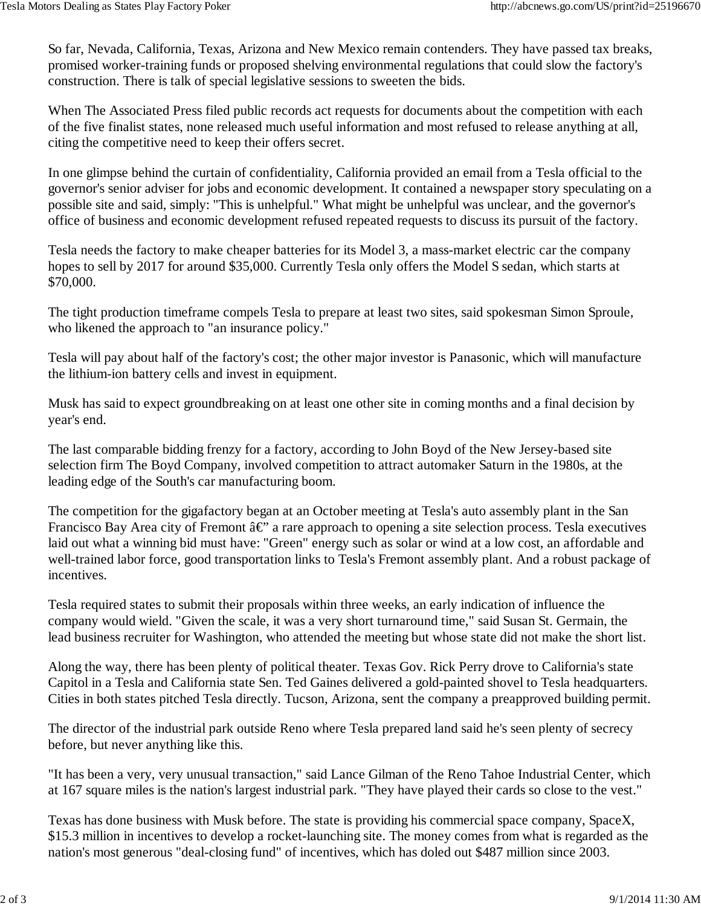So far, Nevada, California, Texas, Arizona and New Mexico remain contenders. They have passed tax breaks, promised worker-training funds or proposed shelving environmental regulations that could slow the factory's construction. There is talk of special legislative sessions to sweeten the bids.

When The Associated Press filed public records act requests for documents about the competition with each of the five finalist states, none released much useful information and most refused to release anything at all, citing the competitive need to keep their offers secret.

In one glimpse behind the curtain of confidentiality, California provided an email from a Tesla official to the governor's senior adviser for jobs and economic development. It contained a newspaper story speculating on a possible site and said, simply: "This is unhelpful." What might be unhelpful was unclear, and the governor's office of business and economic development refused repeated requests to discuss its pursuit of the factory.

Tesla needs the factory to make cheaper batteries for its Model 3, a mass-market electric car the company hopes to sell by 2017 for around $35,000. Currently Tesla only offers the Model S sedan, which starts at $70,000.

The tight production timeframe compels Tesla to prepare at least two sites, said spokesman Simon Sproule, who likened the approach to "an insurance policy."

Tesla will pay about half of the factory's cost; the other major investor is Panasonic, which will manufacture the lithium-ion battery cells and invest in equipment.

Musk has said to expect groundbreaking on at least one other site in coming months and a final decision by year's end.

The last comparable bidding frenzy for a factory, according to John Boyd of the New Jersey-based site selection firm The Boyd Company, involved competition to attract automaker Saturn in the 1980s, at the leading edge of the South's car manufacturing boom.

The competition for the gigafactory began at an October meeting at Tesla's auto assembly plant in the San Francisco Bay Area city of Fremont â€" a rare approach to opening a site selection process. Tesla executives laid out what a winning bid must have: "Green" energy such as solar or wind at a low cost, an affordable and well-trained labor force, good transportation links to Tesla's Fremont assembly plant. And a robust package of incentives.

Tesla required states to submit their proposals within three weeks, an early indication of influence the company would wield. "Given the scale, it was a very short turnaround time," said Susan St. Germain, the lead business recruiter for Washington, who attended the meeting but whose state did not make the short list.

Along the way, there has been plenty of political theater. Texas Gov. Rick Perry drove to California's state Capitol in a Tesla and California state Sen. Ted Gaines delivered a gold-painted shovel to Tesla headquarters. Cities in both states pitched Tesla directly. Tucson, Arizona, sent the company a preapproved building permit.

The director of the industrial park outside Reno where Tesla prepared land said he's seen plenty of secrecy before, but never anything like this.

"It has been a very, very unusual transaction," said Lance Gilman of the Reno Tahoe Industrial Center, which at 167 square miles is the nation's largest industrial park. "They have played their cards so close to the vest."

Texas has done business with Musk before. The state is providing his commercial space company, SpaceX, $15.3 million in incentives to develop a rocket-launching site. The money comes from what is regarded as the nation's most generous "deal-closing fund" of incentives, which has doled out $487 million since 2003.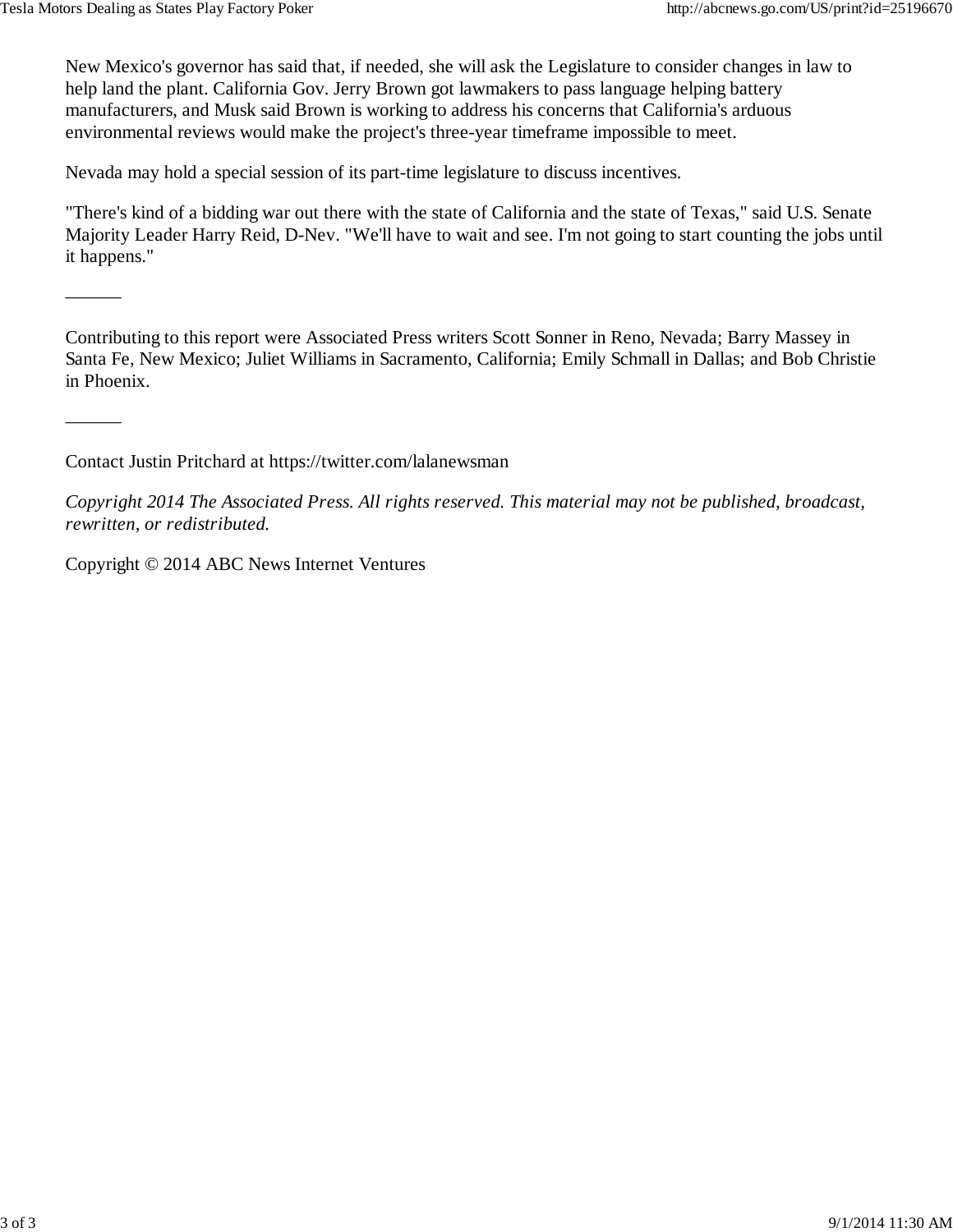New Mexico's governor has said that, if needed, she will ask the Legislature to consider changes in law to help land the plant. California Gov. Jerry Brown got lawmakers to pass language helping battery manufacturers, and Musk said Brown is working to address his concerns that California's arduous environmental reviews would make the project's three-year timeframe impossible to meet.

Nevada may hold a special session of its part-time legislature to discuss incentives.

"There's kind of a bidding war out there with the state of California and the state of Texas," said U.S. Senate Majority Leader Harry Reid, D-Nev. "We'll have to wait and see. I'm not going to start counting the jobs until it happens."

\_\_\_\_\_\_

Contributing to this report were Associated Press writers Scott Sonner in Reno, Nevada; Barry Massey in Santa Fe, New Mexico; Juliet Williams in Sacramento, California; Emily Schmall in Dallas; and Bob Christie in Phoenix.

\_\_\_\_\_\_

Contact Justin Pritchard at https://twitter.com/lalanewsman

*Copyright 2014 The Associated Press. All rights reserved. This material may not be published, broadcast, rewritten, or redistributed.*

Copyright © 2014 ABC News Internet Ventures